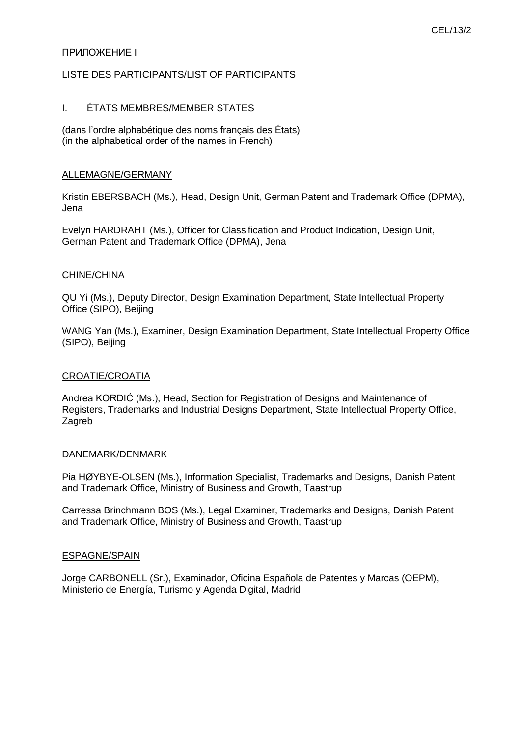ПРИЛОЖЕНИЕ I

LISTE DES PARTICIPANTS/LIST OF PARTICIPANTS

## I. ÉTATS MEMBRES/MEMBER STATES

(dans l'ordre alphabétique des noms français des États)
(in the alphabetical order of the names in French)

### ALLEMAGNE/GERMANY

Kristin EBERSBACH (Ms.), Head, Design Unit, German Patent and Trademark Office (DPMA), Jena

Evelyn HARDRAHT (Ms.), Officer for Classification and Product Indication, Design Unit, German Patent and Trademark Office (DPMA), Jena

### CHINE/CHINA

QU Yi (Ms.), Deputy Director, Design Examination Department, State Intellectual Property Office (SIPO), Beijing

WANG Yan (Ms.), Examiner, Design Examination Department, State Intellectual Property Office (SIPO), Beijing

### CROATIE/CROATIA

Andrea KORDIĆ (Ms.), Head, Section for Registration of Designs and Maintenance of Registers, Trademarks and Industrial Designs Department, State Intellectual Property Office, Zagreb

### DANEMARK/DENMARK

Pia HØYBYE-OLSEN (Ms.), Information Specialist, Trademarks and Designs, Danish Patent and Trademark Office, Ministry of Business and Growth, Taastrup

Carressa Brinchmann BOS (Ms.), Legal Examiner, Trademarks and Designs, Danish Patent and Trademark Office, Ministry of Business and Growth, Taastrup

### ESPAGNE/SPAIN

Jorge CARBONELL (Sr.), Examinador, Oficina Española de Patentes y Marcas (OEPM), Ministerio de Energía, Turismo y Agenda Digital, Madrid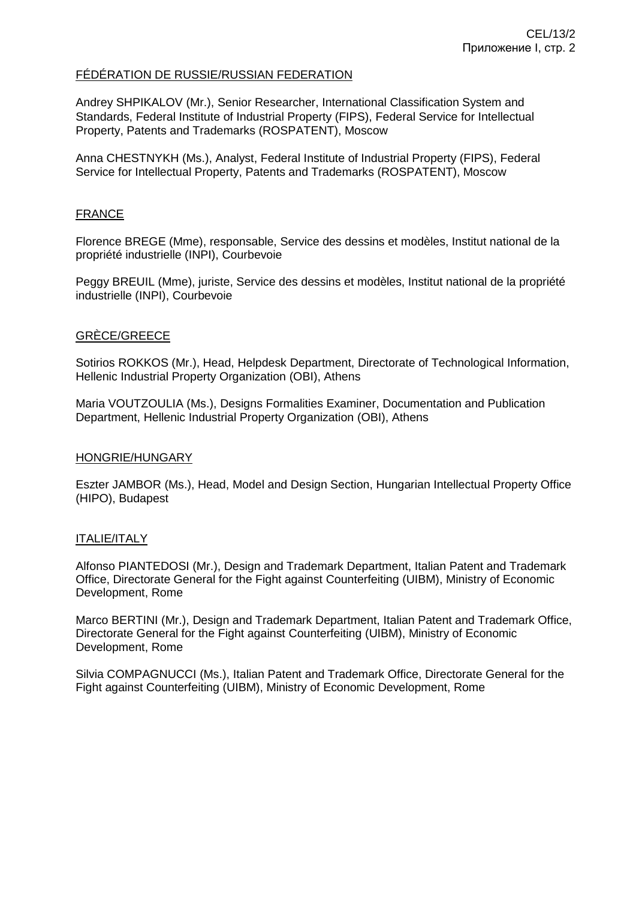<u>FÉDÉRATION DE RUSSIE/RUSSIAN FEDERATION</u>

Andrey SHPIKALOV (Mr.), Senior Researcher, International Classification System and Standards, Federal Institute of Industrial Property (FIPS), Federal Service for Intellectual Property, Patents and Trademarks (ROSPATENT), Moscow

Anna CHESTNYKH (Ms.), Analyst, Federal Institute of Industrial Property (FIPS), Federal Service for Intellectual Property, Patents and Trademarks (ROSPATENT), Moscow

<u>FRANCE</u>

Florence BREGE (Mme), responsable, Service des dessins et modèles, Institut national de la propriété industrielle (INPI), Courbevoie

Peggy BREUIL (Mme), juriste, Service des dessins et modèles, Institut national de la propriété industrielle (INPI), Courbevoie

<u>GRÈCE/GREECE</u>

Sotirios ROKKOS (Mr.), Head, Helpdesk Department, Directorate of Technological Information, Hellenic Industrial Property Organization (OBI), Athens

Maria VOUTZOULIA (Ms.), Designs Formalities Examiner, Documentation and Publication Department, Hellenic Industrial Property Organization (OBI), Athens

<u>HONGRIE/HUNGARY</u>

Eszter JAMBOR (Ms.), Head, Model and Design Section, Hungarian Intellectual Property Office (HIPO), Budapest

<u>ITALIE/ITALY</u>

Alfonso PIANTEDOSI (Mr.), Design and Trademark Department, Italian Patent and Trademark Office, Directorate General for the Fight against Counterfeiting (UIBM), Ministry of Economic Development, Rome

Marco BERTINI (Mr.), Design and Trademark Department, Italian Patent and Trademark Office, Directorate General for the Fight against Counterfeiting (UIBM), Ministry of Economic Development, Rome

Silvia COMPAGNUCCI (Ms.), Italian Patent and Trademark Office, Directorate General for the Fight against Counterfeiting (UIBM), Ministry of Economic Development, Rome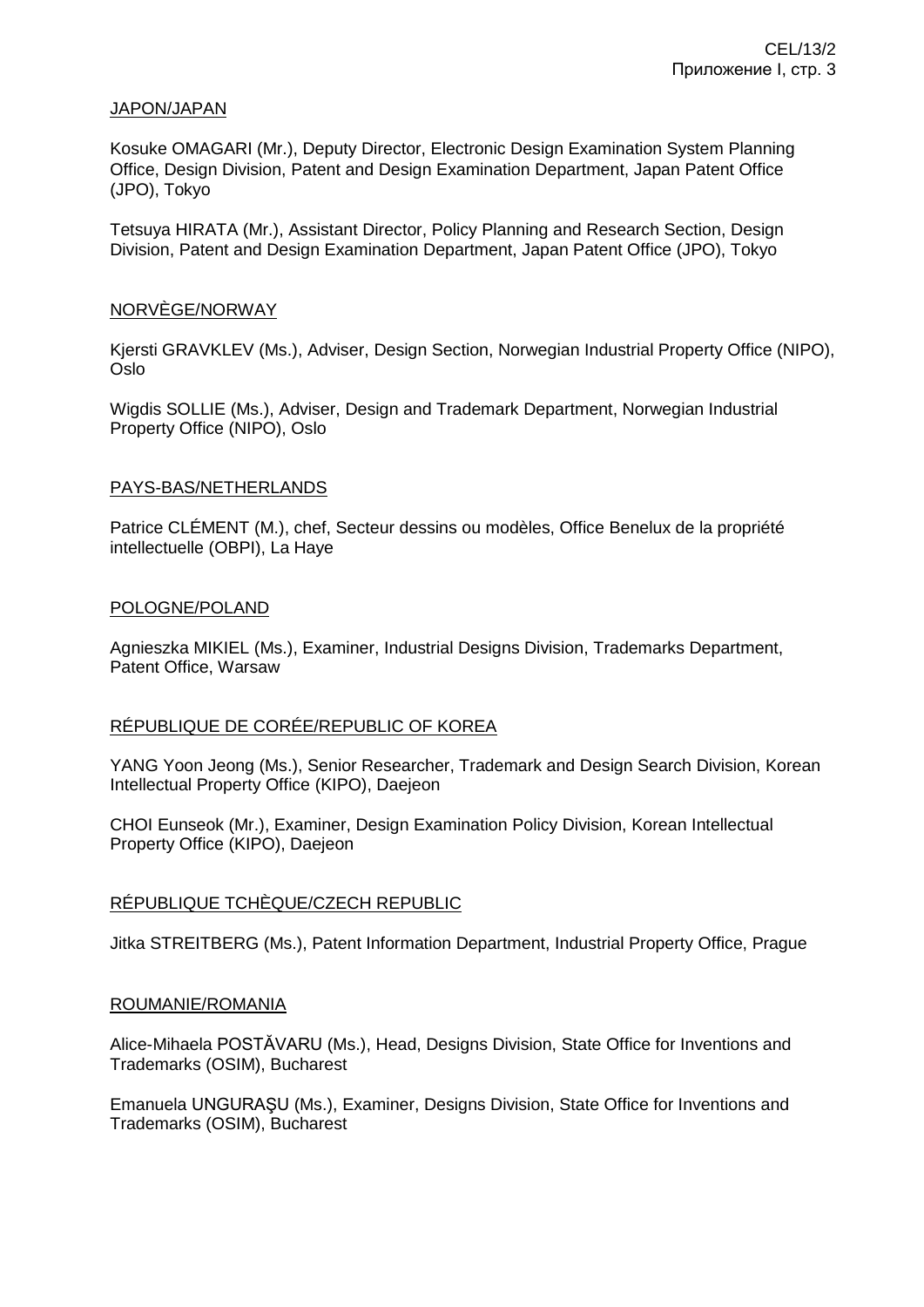JAPON/JAPAN

Kosuke OMAGARI (Mr.), Deputy Director, Electronic Design Examination System Planning Office, Design Division, Patent and Design Examination Department, Japan Patent Office (JPO), Tokyo

Tetsuya HIRATA (Mr.), Assistant Director, Policy Planning and Research Section, Design Division, Patent and Design Examination Department, Japan Patent Office (JPO), Tokyo

NORVÈGE/NORWAY

Kjersti GRAVKLEV (Ms.), Adviser, Design Section, Norwegian Industrial Property Office (NIPO), Oslo

Wigdis SOLLIE (Ms.), Adviser, Design and Trademark Department, Norwegian Industrial Property Office (NIPO), Oslo

PAYS-BAS/NETHERLANDS

Patrice CLÉMENT (M.), chef, Secteur dessins ou modèles, Office Benelux de la propriété intellectuelle (OBPI), La Haye

POLOGNE/POLAND

Agnieszka MIKIEL (Ms.), Examiner, Industrial Designs Division, Trademarks Department, Patent Office, Warsaw

RÉPUBLIQUE DE CORÉE/REPUBLIC OF KOREA

YANG Yoon Jeong (Ms.), Senior Researcher, Trademark and Design Search Division, Korean Intellectual Property Office (KIPO), Daejeon

CHOI Eunseok (Mr.), Examiner, Design Examination Policy Division, Korean Intellectual Property Office (KIPO), Daejeon

RÉPUBLIQUE TCHÈQUE/CZECH REPUBLIC

Jitka STREITBERG (Ms.), Patent Information Department, Industrial Property Office, Prague

ROUMANIE/ROMANIA

Alice-Mihaela POSTĂVARU (Ms.), Head, Designs Division, State Office for Inventions and Trademarks (OSIM), Bucharest

Emanuela UNGURAŞU (Ms.), Examiner, Designs Division, State Office for Inventions and Trademarks (OSIM), Bucharest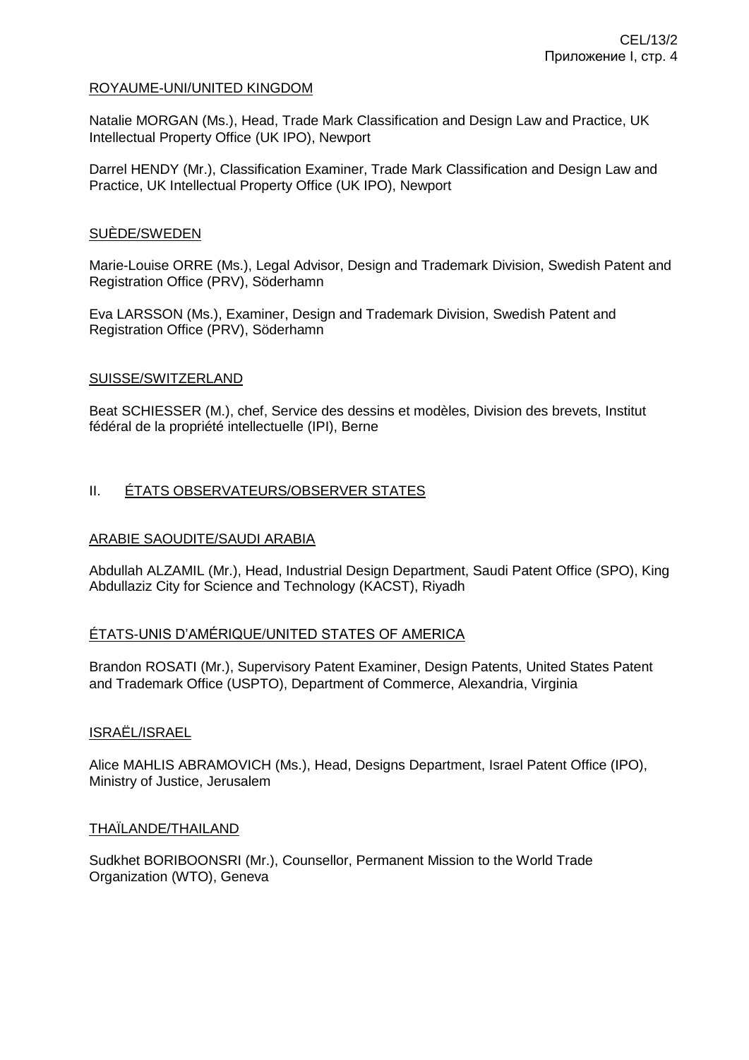ROYAUME-UNI/UNITED KINGDOM

Natalie MORGAN (Ms.), Head, Trade Mark Classification and Design Law and Practice, UK Intellectual Property Office (UK IPO), Newport

Darrel HENDY (Mr.), Classification Examiner, Trade Mark Classification and Design Law and Practice, UK Intellectual Property Office (UK IPO), Newport

SUÈDE/SWEDEN

Marie-Louise ORRE (Ms.), Legal Advisor, Design and Trademark Division, Swedish Patent and Registration Office (PRV), Söderhamn

Eva LARSSON (Ms.), Examiner, Design and Trademark Division, Swedish Patent and Registration Office (PRV), Söderhamn

SUISSE/SWITZERLAND

Beat SCHIESSER (M.), chef, Service des dessins et modèles, Division des brevets, Institut fédéral de la propriété intellectuelle (IPI), Berne

## II. ÉTATS OBSERVATEURS/OBSERVER STATES

ARABIE SAOUDITE/SAUDI ARABIA

Abdullah ALZAMIL (Mr.), Head, Industrial Design Department, Saudi Patent Office (SPO), King Abdullaziz City for Science and Technology (KACST), Riyadh

ÉTATS-UNIS D'AMÉRIQUE/UNITED STATES OF AMERICA

Brandon ROSATI (Mr.), Supervisory Patent Examiner, Design Patents, United States Patent and Trademark Office (USPTO), Department of Commerce, Alexandria, Virginia

ISRAËL/ISRAEL

Alice MAHLIS ABRAMOVICH (Ms.), Head, Designs Department, Israel Patent Office (IPO), Ministry of Justice, Jerusalem

THAÏLANDE/THAILAND

Sudkhet BORIBOONSRI (Mr.), Counsellor, Permanent Mission to the World Trade Organization (WTO), Geneva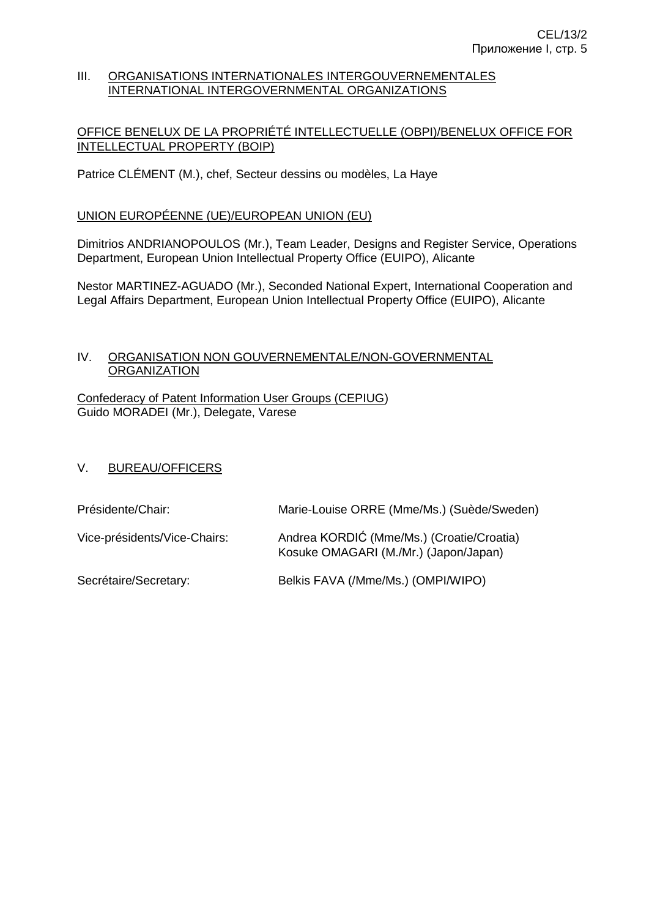## III. <u>ORGANISATIONS INTERNATIONALES INTERGOUVERNEMENTALES INTERNATIONAL INTERGOVERNMENTAL ORGANIZATIONS</u>

<u>OFFICE BENELUX DE LA PROPRIÉTÉ INTELLECTUELLE (OBPI)/BENELUX OFFICE FOR INTELLECTUAL PROPERTY (BOIP)</u>

Patrice CLÉMENT (M.), chef, Secteur dessins ou modèles, La Haye

<u>UNION EUROPÉENNE (UE)/EUROPEAN UNION (EU)</u>

Dimitrios ANDRIANOPOULOS (Mr.), Team Leader, Designs and Register Service, Operations Department, European Union Intellectual Property Office (EUIPO), Alicante

Nestor MARTINEZ-AGUADO (Mr.), Seconded National Expert, International Cooperation and Legal Affairs Department, European Union Intellectual Property Office (EUIPO), Alicante

## IV. <u>ORGANISATION NON GOUVERNEMENTALE/NON-GOVERNMENTAL ORGANIZATION</u>

<u>Confederacy of Patent Information User Groups (CEPIUG)</u>
Guido MORADEI (Mr.), Delegate, Varese

## V. <u>BUREAU/OFFICERS</u>

| | |
|---|---|
| Présidente/Chair: | Marie-Louise ORRE (Mme/Ms.) (Suède/Sweden) |
| Vice-présidents/Vice-Chairs: | Andrea KORDIĆ (Mme/Ms.) (Croatie/Croatia)<br>Kosuke OMAGARI (M./Mr.) (Japon/Japan) |
| Secrétaire/Secretary: | Belkis FAVA (/Mme/Ms.) (OMPI/WIPO) |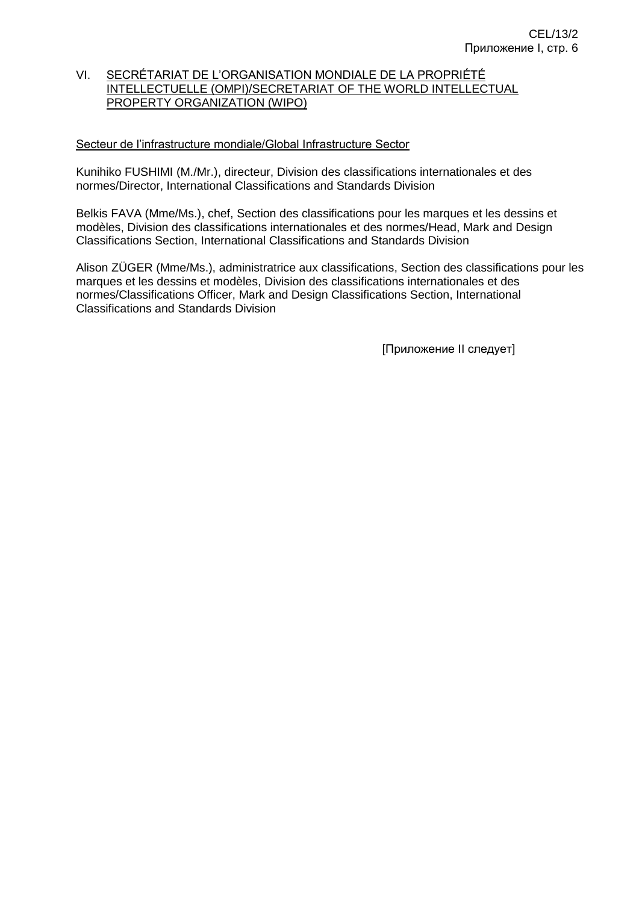## VI. SECRÉTARIAT DE L'ORGANISATION MONDIALE DE LA PROPRIÉTÉ INTELLECTUELLE (OMPI)/SECRETARIAT OF THE WORLD INTELLECTUAL PROPERTY ORGANIZATION (WIPO)

### Secteur de l'infrastructure mondiale/Global Infrastructure Sector

Kunihiko FUSHIMI (M./Mr.), directeur, Division des classifications internationales et des normes/Director, International Classifications and Standards Division

Belkis FAVA (Mme/Ms.), chef, Section des classifications pour les marques et les dessins et modèles, Division des classifications internationales et des normes/Head, Mark and Design Classifications Section, International Classifications and Standards Division

Alison ZÜGER (Mme/Ms.), administratrice aux classifications, Section des classifications pour les marques et les dessins et modèles, Division des classifications internationales et des normes/Classifications Officer, Mark and Design Classifications Section, International Classifications and Standards Division

[Приложение II следует]